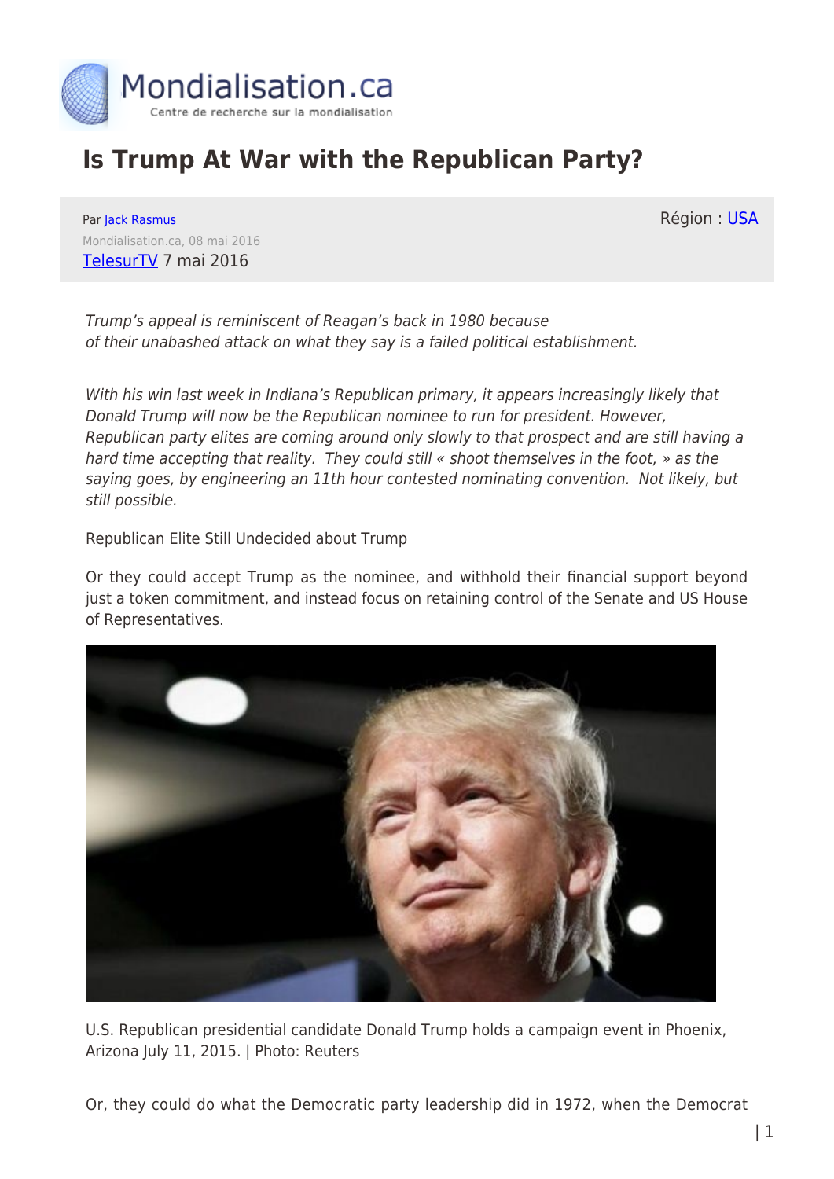# Is Trump At War with the Republican Party?

Par Jack Rasmus

Mondialisation.ca, 08 mai 2016

TelesurTV 7 mai 2016

Région : USA

*Trump's appeal is reminiscent of Reagan's back in 1980 because of their unabashed attack on what they say is a failed political establishment.*

*With his win last week in Indiana's Republican primary, it appears increasingly likely that Donald Trump will now be the Republican nominee to run for president. However, Republican party elites are coming around only slowly to that prospect and are still having a hard time accepting that reality. They could still « shoot themselves in the foot, » as the saying goes, by engineering an 11th hour contested nominating convention. Not likely, but still possible.*

Republican Elite Still Undecided about Trump

Or they could accept Trump as the nominee, and withhold their financial support beyond just a token commitment, and instead focus on retaining control of the Senate and US House of Representatives.

U.S. Republican presidential candidate Donald Trump holds a campaign event in Phoenix, Arizona July 11, 2015. | Photo: Reuters

Or, they could do what the Democratic party leadership did in 1972, when the Democrat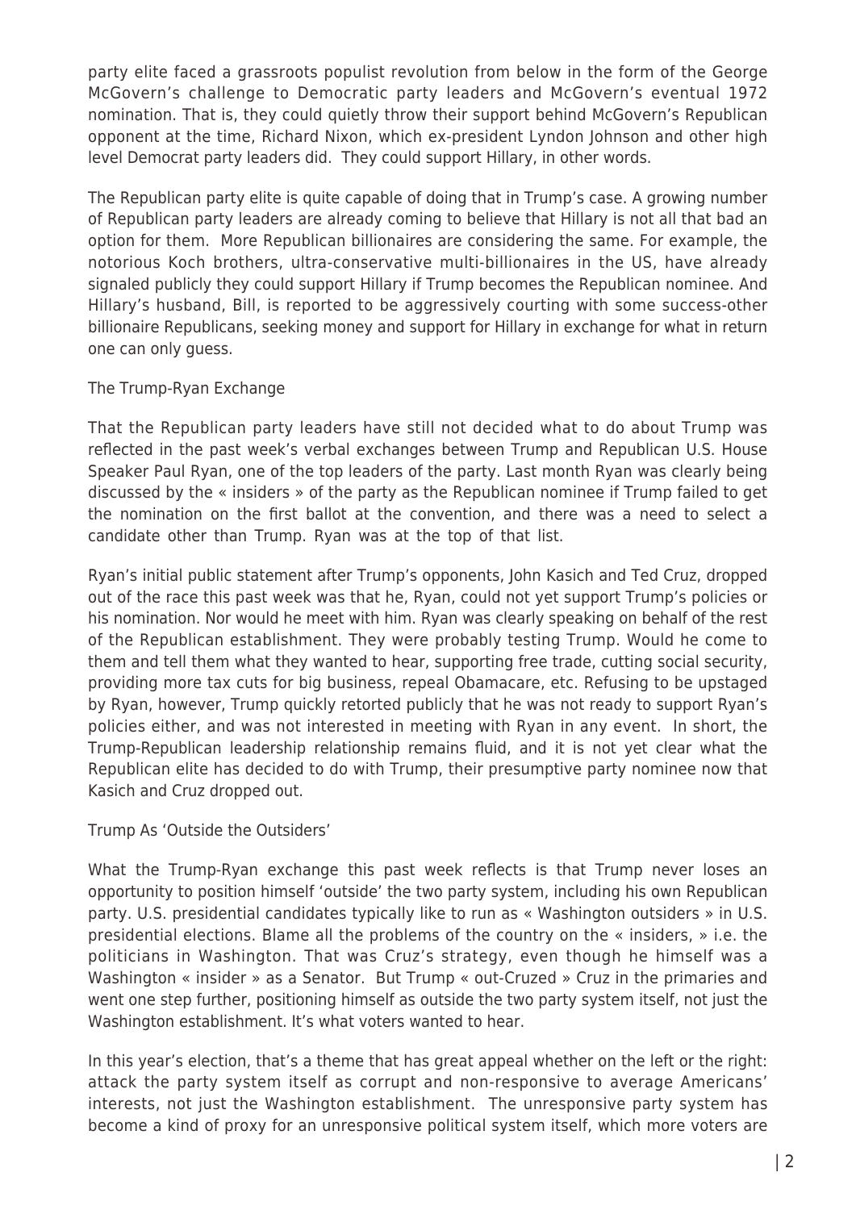party elite faced a grassroots populist revolution from below in the form of the George McGovern's challenge to Democratic party leaders and McGovern's eventual 1972 nomination. That is, they could quietly throw their support behind McGovern's Republican opponent at the time, Richard Nixon, which ex-president Lyndon Johnson and other high level Democrat party leaders did. They could support Hillary, in other words.

The Republican party elite is quite capable of doing that in Trump's case. A growing number of Republican party leaders are already coming to believe that Hillary is not all that bad an option for them. More Republican billionaires are considering the same. For example, the notorious Koch brothers, ultra-conservative multi-billionaires in the US, have already signaled publicly they could support Hillary if Trump becomes the Republican nominee. And Hillary's husband, Bill, is reported to be aggressively courting with some success-other billionaire Republicans, seeking money and support for Hillary in exchange for what in return one can only guess.

## The Trump-Ryan Exchange

That the Republican party leaders have still not decided what to do about Trump was reflected in the past week's verbal exchanges between Trump and Republican U.S. House Speaker Paul Ryan, one of the top leaders of the party. Last month Ryan was clearly being discussed by the « insiders » of the party as the Republican nominee if Trump failed to get the nomination on the first ballot at the convention, and there was a need to select a candidate other than Trump. Ryan was at the top of that list.

Ryan's initial public statement after Trump's opponents, John Kasich and Ted Cruz, dropped out of the race this past week was that he, Ryan, could not yet support Trump's policies or his nomination. Nor would he meet with him. Ryan was clearly speaking on behalf of the rest of the Republican establishment. They were probably testing Trump. Would he come to them and tell them what they wanted to hear, supporting free trade, cutting social security, providing more tax cuts for big business, repeal Obamacare, etc. Refusing to be upstaged by Ryan, however, Trump quickly retorted publicly that he was not ready to support Ryan's policies either, and was not interested in meeting with Ryan in any event. In short, the Trump-Republican leadership relationship remains fluid, and it is not yet clear what the Republican elite has decided to do with Trump, their presumptive party nominee now that Kasich and Cruz dropped out.

## Trump As 'Outside the Outsiders'

What the Trump-Ryan exchange this past week reflects is that Trump never loses an opportunity to position himself 'outside' the two party system, including his own Republican party. U.S. presidential candidates typically like to run as « Washington outsiders » in U.S. presidential elections. Blame all the problems of the country on the « insiders, » i.e. the politicians in Washington. That was Cruz's strategy, even though he himself was a Washington « insider » as a Senator. But Trump « out-Cruzed » Cruz in the primaries and went one step further, positioning himself as outside the two party system itself, not just the Washington establishment. It's what voters wanted to hear.

In this year's election, that's a theme that has great appeal whether on the left or the right: attack the party system itself as corrupt and non-responsive to average Americans' interests, not just the Washington establishment. The unresponsive party system has become a kind of proxy for an unresponsive political system itself, which more voters are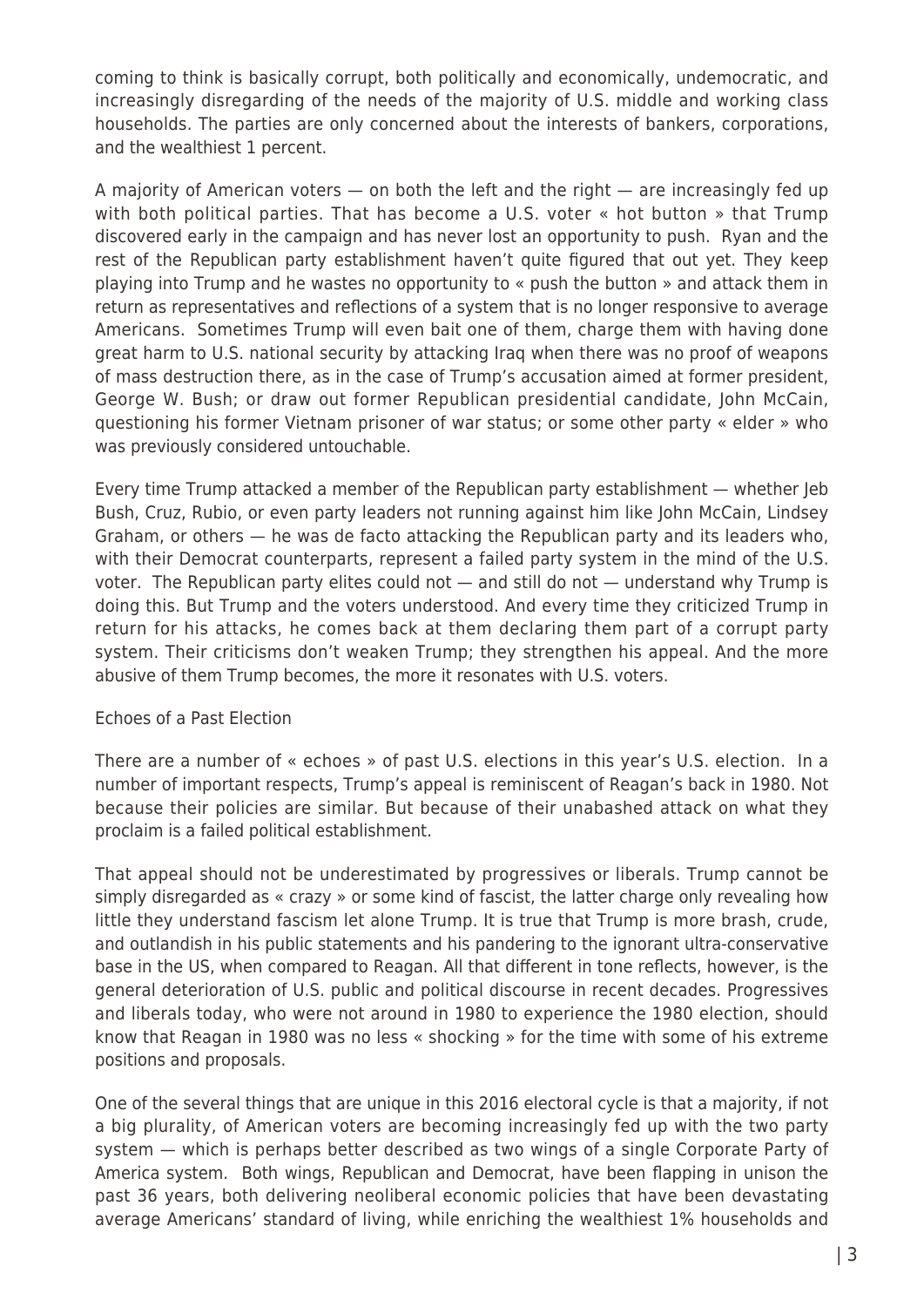coming to think is basically corrupt, both politically and economically, undemocratic, and increasingly disregarding of the needs of the majority of U.S. middle and working class households. The parties are only concerned about the interests of bankers, corporations, and the wealthiest 1 percent.

A majority of American voters — on both the left and the right — are increasingly fed up with both political parties. That has become a U.S. voter « hot button » that Trump discovered early in the campaign and has never lost an opportunity to push. Ryan and the rest of the Republican party establishment haven't quite figured that out yet. They keep playing into Trump and he wastes no opportunity to « push the button » and attack them in return as representatives and reflections of a system that is no longer responsive to average Americans. Sometimes Trump will even bait one of them, charge them with having done great harm to U.S. national security by attacking Iraq when there was no proof of weapons of mass destruction there, as in the case of Trump's accusation aimed at former president, George W. Bush; or draw out former Republican presidential candidate, John McCain, questioning his former Vietnam prisoner of war status; or some other party « elder » who was previously considered untouchable.

Every time Trump attacked a member of the Republican party establishment — whether Jeb Bush, Cruz, Rubio, or even party leaders not running against him like John McCain, Lindsey Graham, or others — he was de facto attacking the Republican party and its leaders who, with their Democrat counterparts, represent a failed party system in the mind of the U.S. voter. The Republican party elites could not — and still do not — understand why Trump is doing this. But Trump and the voters understood. And every time they criticized Trump in return for his attacks, he comes back at them declaring them part of a corrupt party system. Their criticisms don't weaken Trump; they strengthen his appeal. And the more abusive of them Trump becomes, the more it resonates with U.S. voters.

## Echoes of a Past Election

There are a number of « echoes » of past U.S. elections in this year's U.S. election. In a number of important respects, Trump's appeal is reminiscent of Reagan's back in 1980. Not because their policies are similar. But because of their unabashed attack on what they proclaim is a failed political establishment.

That appeal should not be underestimated by progressives or liberals. Trump cannot be simply disregarded as « crazy » or some kind of fascist, the latter charge only revealing how little they understand fascism let alone Trump. It is true that Trump is more brash, crude, and outlandish in his public statements and his pandering to the ignorant ultra-conservative base in the US, when compared to Reagan. All that different in tone reflects, however, is the general deterioration of U.S. public and political discourse in recent decades. Progressives and liberals today, who were not around in 1980 to experience the 1980 election, should know that Reagan in 1980 was no less « shocking » for the time with some of his extreme positions and proposals.

One of the several things that are unique in this 2016 electoral cycle is that a majority, if not a big plurality, of American voters are becoming increasingly fed up with the two party system — which is perhaps better described as two wings of a single Corporate Party of America system. Both wings, Republican and Democrat, have been flapping in unison the past 36 years, both delivering neoliberal economic policies that have been devastating average Americans' standard of living, while enriching the wealthiest 1% households and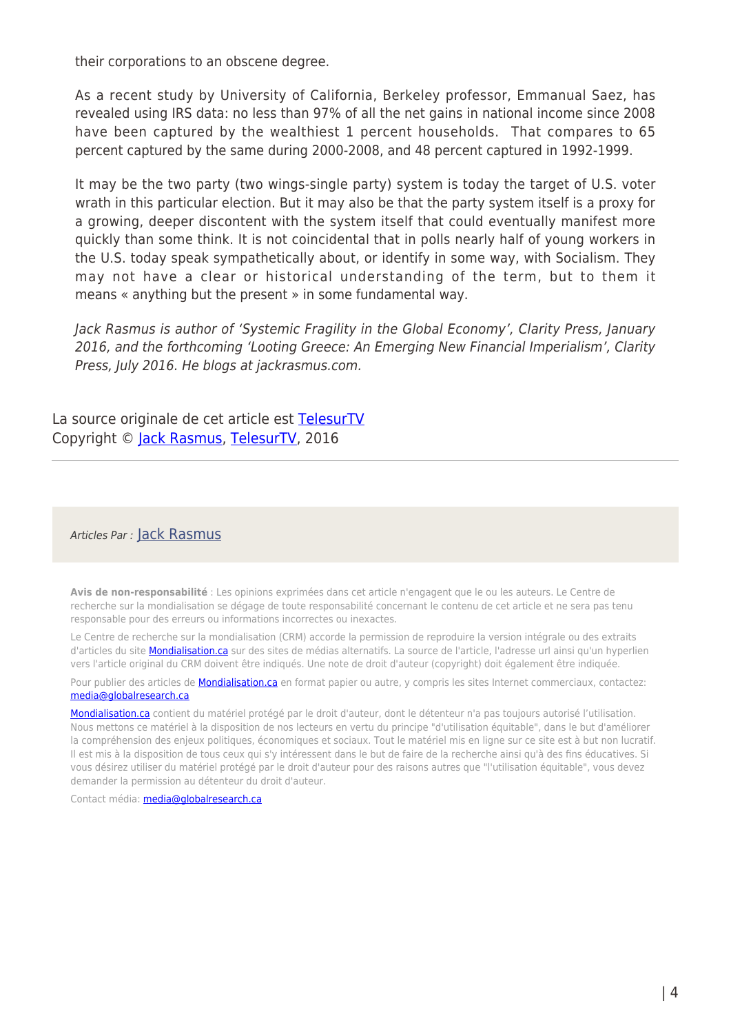their corporations to an obscene degree.

As a recent study by University of California, Berkeley professor, Emmanual Saez, has revealed using IRS data: no less than 97% of all the net gains in national income since 2008 have been captured by the wealthiest 1 percent households.  That compares to 65 percent captured by the same during 2000-2008, and 48 percent captured in 1992-1999.

It may be the two party (two wings-single party) system is today the target of U.S. voter wrath in this particular election. But it may also be that the party system itself is a proxy for a growing, deeper discontent with the system itself that could eventually manifest more quickly than some think. It is not coincidental that in polls nearly half of young workers in the U.S. today speak sympathetically about, or identify in some way, with Socialism. They may not have a clear or historical understanding of the term, but to them it means « anything but the present » in some fundamental way.

*Jack Rasmus is author of 'Systemic Fragility in the Global Economy', Clarity Press, January 2016, and the forthcoming 'Looting Greece: An Emerging New Financial Imperialism', Clarity Press, July 2016. He blogs at jackrasmus.com.*

La source originale de cet article est TelesurTV
Copyright © Jack Rasmus, TelesurTV, 2016

---

*Articles Par :* Jack Rasmus

**Avis de non-responsabilité** : Les opinions exprimées dans cet article n'engagent que le ou les auteurs. Le Centre de recherche sur la mondialisation se dégage de toute responsabilité concernant le contenu de cet article et ne sera pas tenu responsable pour des erreurs ou informations incorrectes ou inexactes.

Le Centre de recherche sur la mondialisation (CRM) accorde la permission de reproduire la version intégrale ou des extraits d'articles du site Mondialisation.ca sur des sites de médias alternatifs. La source de l'article, l'adresse url ainsi qu'un hyperlien vers l'article original du CRM doivent être indiqués. Une note de droit d'auteur (copyright) doit également être indiquée.

Pour publier des articles de Mondialisation.ca en format papier ou autre, y compris les sites Internet commerciaux, contactez: media@globalresearch.ca

Mondialisation.ca contient du matériel protégé par le droit d'auteur, dont le détenteur n'a pas toujours autorisé l'utilisation. Nous mettons ce matériel à la disposition de nos lecteurs en vertu du principe "d'utilisation équitable", dans le but d'améliorer la compréhension des enjeux politiques, économiques et sociaux. Tout le matériel mis en ligne sur ce site est à but non lucratif. Il est mis à la disposition de tous ceux qui s'y intéressent dans le but de faire de la recherche ainsi qu'à des fins éducatives. Si vous désirez utiliser du matériel protégé par le droit d'auteur pour des raisons autres que "l'utilisation équitable", vous devez demander la permission au détenteur du droit d'auteur.

Contact média: media@globalresearch.ca